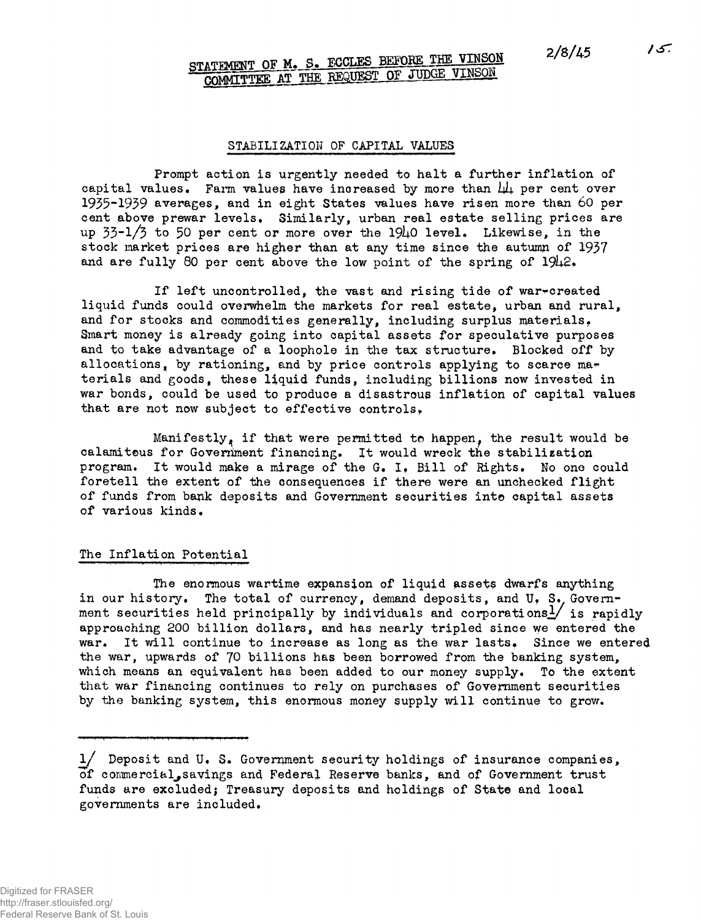2/8/45

# STATEMENT OF M. S. ECCLES BEFORE THE VINSON COMMITTEE AT THE REQUEST OF JUDGE VINSON

## STABILIZATION OF CAPITAL VALUES

Prompt action is urgently needed to halt a further inflation of capital values. Farm values have increased by more than 44 per cent over 1935-1939 averages, and in eight States values have risen more than 60 per cent above prewar levels. Similarly, urban real estate selling prices are up 33-1/3 to 50 per cent or more over the 1940 level. Likewise, in the stock market prices are higher than at any time since the autumn of 1937 and are fully 80 per cent above the low point of the spring of 1942.

If left uncontrolled, the vast and rising tide of war-created liquid funds could overwhelm the markets for real estate, urban and rural, and for stocks and commodities generally, including surplus materials. Smart money is already going into capital assets for speculative purposes and to take advantage of a loophole in the tax structure. Blocked off by allocations, by rationing, and by price controls applying to scarce materials and goods, these liquid funds, including billions now invested in war bonds, could be used to produce a disastrous inflation of capital values that are not now subject to effective controls.

Manifestly, if that were permitted to happen, the result would be calamitous for Government financing. It would wreck the stabilization program. It would make a mirage of the G. I. Bill of Rights. No one could foretell the extent of the consequences if there were an unchecked flight of funds from bank deposits and Government securities into capital assets of various kinds.

### The Inflation Potential

The enormous wartime expansion of liquid assets dwarfs anything in our history. The total of currency, demand deposits, and U. S. Government securities held principally by individuals and corporations[1] is rapidly approaching 200 billion dollars, and has nearly tripled since we entered the war. It will continue to increase as long as the war lasts. Since we entered the war, upwards of 70 billions has been borrowed from the banking system, which means an equivalent has been added to our money supply. To the extent that war financing continues to rely on purchases of Government securities by the banking system, this enormous money supply will continue to grow.

---

1/ Deposit and U. S. Government security holdings of insurance companies, of commercial, savings and Federal Reserve banks, and of Government trust funds are excluded; Treasury deposits and holdings of State and local governments are included.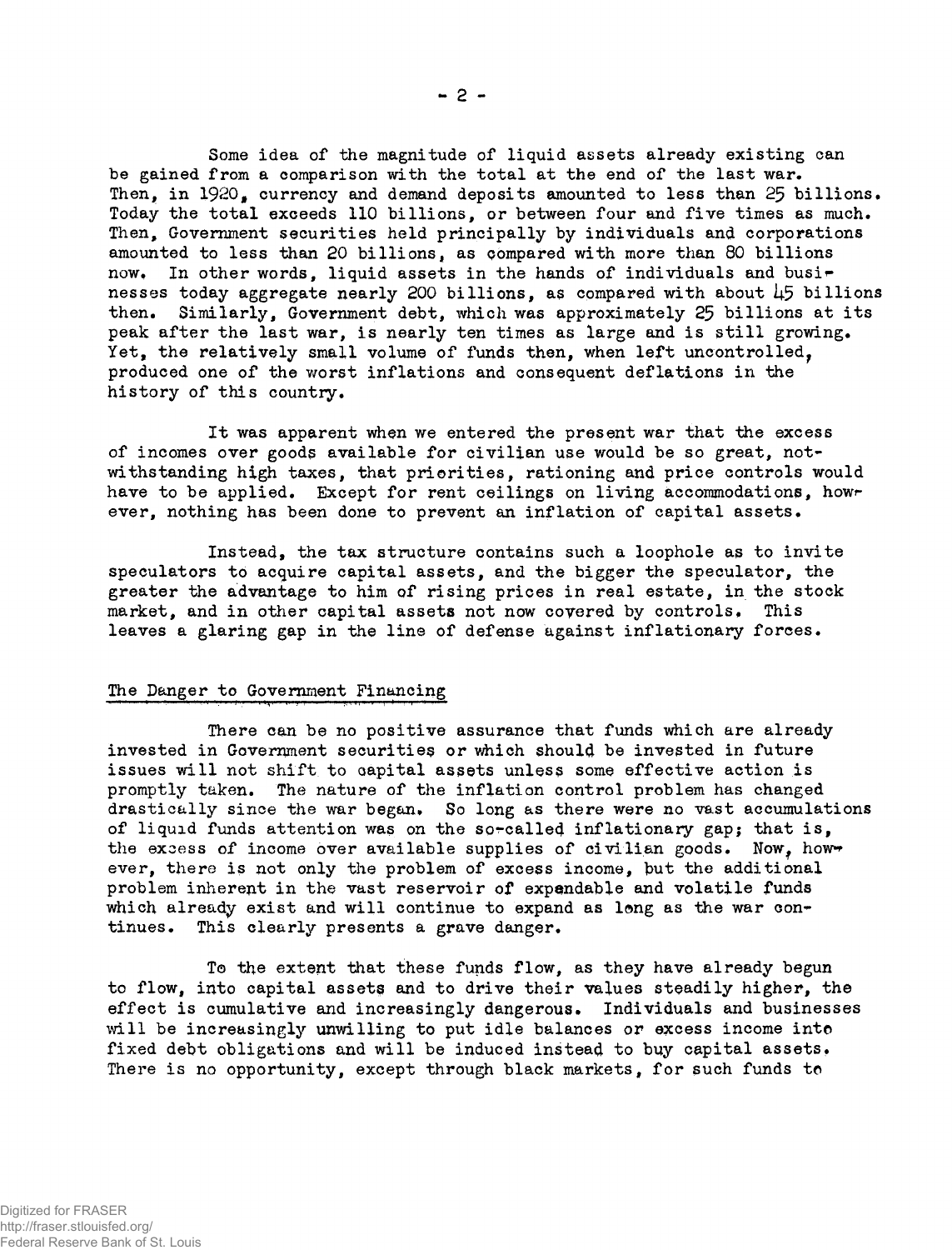Some idea of the magnitude of liquid assets already existing can be gained from a comparison with the total at the end of the last war. Then, in 1920, currency and demand deposits amounted to less than 25 billions. Today the total exceeds 110 billions, or between four and five times as much. Then, Government securities held principally by individuals and corporations amounted to less than 20 billions, as compared with more than 80 billions now. In other words, liquid assets in the hands of individuals and businesses today aggregate nearly 200 billions, as compared with about 45 billions then. Similarly, Government debt, which was approximately 25 billions at its peak after the last war, is nearly ten times as large and is still growing. Yet, the relatively small volume of funds then, when left uncontrolled, produced one of the worst inflations and consequent deflations in the history of this country.

It was apparent when we entered the present war that the excess of incomes over goods available for civilian use would be so great, notwithstanding high taxes, that priorities, rationing and price controls would have to be applied. Except for rent ceilings on living accommodations, however, nothing has been done to prevent an inflation of capital assets.

Instead, the tax structure contains such a loophole as to invite speculators to acquire capital assets, and the bigger the speculator, the greater the advantage to him of rising prices in real estate, in the stock market, and in other capital assets not now covered by controls. This leaves a glaring gap in the line of defense against inflationary forces.

## The Danger to Government Financing

There can be no positive assurance that funds which are already invested in Government securities or which should be invested in future issues will not shift to capital assets unless some effective action is promptly taken. The nature of the inflation control problem has changed drastically since the war began. So long as there were no vast accumulations of liquid funds attention was on the so-called inflationary gap; that is, the excess of income over available supplies of civilian goods. Now, however, there is not only the problem of excess income, but the additional problem inherent in the vast reservoir of expendable and volatile funds which already exist and will continue to expand as long as the war continues. This clearly presents a grave danger.

To the extent that these funds flow, as they have already begun to flow, into capital assets and to drive their values steadily higher, the effect is cumulative and increasingly dangerous. Individuals and businesses will be increasingly unwilling to put idle balances or excess income into fixed debt obligations and will be induced instead to buy capital assets. There is no opportunity, except through black markets, for such funds to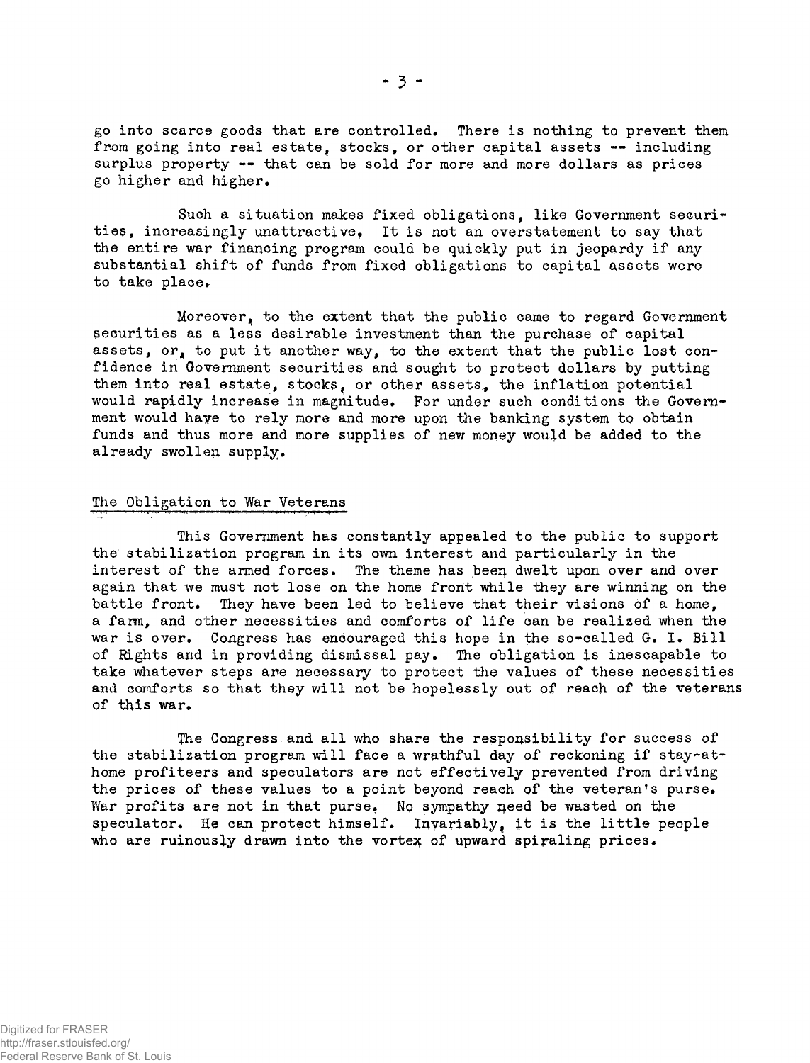go into scarce goods that are controlled. There is nothing to prevent them from going into real estate, stocks, or other capital assets -- including surplus property -- that can be sold for more and more dollars as prices go higher and higher.

Such a situation makes fixed obligations, like Government securities, increasingly unattractive. It is not an overstatement to say that the entire war financing program could be quickly put in jeopardy if any substantial shift of funds from fixed obligations to capital assets were to take place.

Moreover, to the extent that the public came to regard Government securities as a less desirable investment than the purchase of capital assets, or, to put it another way, to the extent that the public lost confidence in Government securities and sought to protect dollars by putting them into real estate, stocks, or other assets, the inflation potential would rapidly increase in magnitude. For under such conditions the Government would have to rely more and more upon the banking system to obtain funds and thus more and more supplies of new money would be added to the already swollen supply.

## The Obligation to War Veterans

This Government has constantly appealed to the public to support the stabilization program in its own interest and particularly in the interest of the armed forces. The theme has been dwelt upon over and over again that we must not lose on the home front while they are winning on the battle front. They have been led to believe that their visions of a home, a farm, and other necessities and comforts of life can be realized when the war is over. Congress has encouraged this hope in the so-called G. I. Bill of Rights and in providing dismissal pay. The obligation is inescapable to take whatever steps are necessary to protect the values of these necessities and comforts so that they will not be hopelessly out of reach of the veterans of this war.

The Congress and all who share the responsibility for success of the stabilization program will face a wrathful day of reckoning if stay-at-home profiteers and speculators are not effectively prevented from driving the prices of these values to a point beyond reach of the veteran's purse. War profits are not in that purse. No sympathy need be wasted on the speculator. He can protect himself. Invariably, it is the little people who are ruinously drawn into the vortex of upward spiraling prices.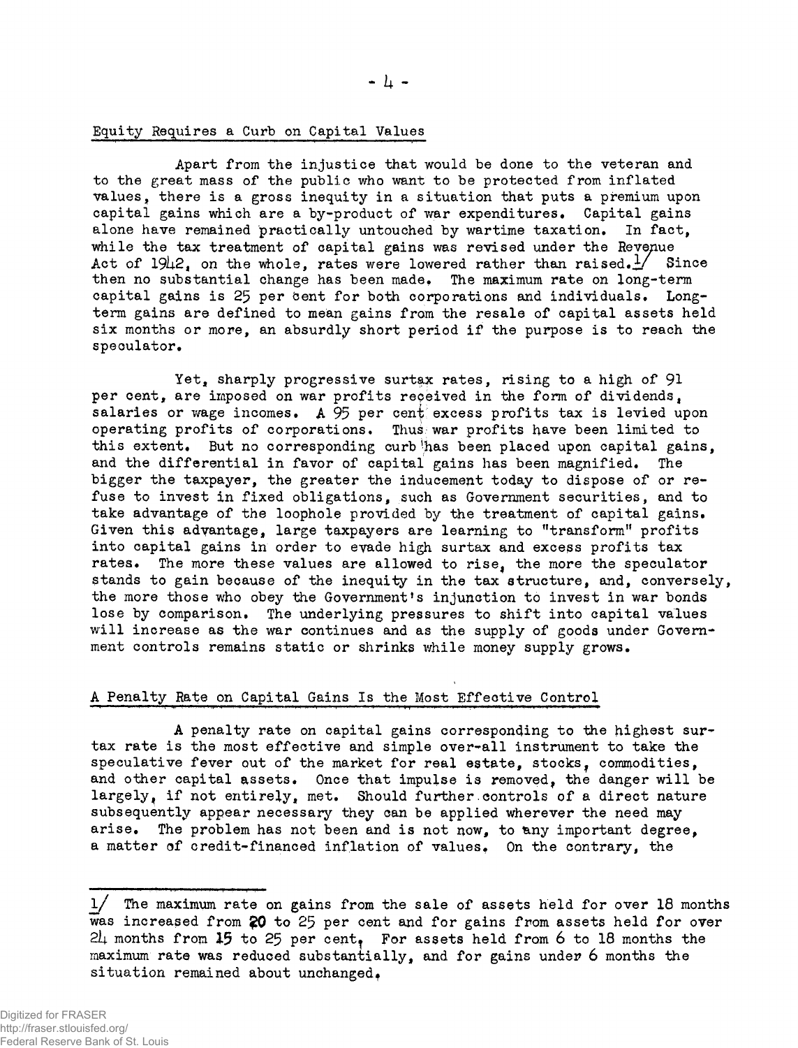## Equity Requires a Curb on Capital Values

Apart from the injustice that would be done to the veteran and to the great mass of the public who want to be protected from inflated values, there is a gross inequity in a situation that puts a premium upon capital gains which are a by-product of war expenditures. Capital gains alone have remained practically untouched by wartime taxation. In fact, while the tax treatment of capital gains was revised under the Revenue Act of 1942, on the whole, rates were lowered rather than raised.[1] Since then no substantial change has been made. The maximum rate on long-term capital gains is 25 per cent for both corporations and individuals. Long-term gains are defined to mean gains from the resale of capital assets held six months or more, an absurdly short period if the purpose is to reach the speculator.

Yet, sharply progressive surtax rates, rising to a high of 91 per cent, are imposed on war profits received in the form of dividends, salaries or wage incomes. A 95 per cent excess profits tax is levied upon operating profits of corporations. Thus war profits have been limited to this extent. But no corresponding curb has been placed upon capital gains, and the differential in favor of capital gains has been magnified. The bigger the taxpayer, the greater the inducement today to dispose of or refuse to invest in fixed obligations, such as Government securities, and to take advantage of the loophole provided by the treatment of capital gains. Given this advantage, large taxpayers are learning to "transform" profits into capital gains in order to evade high surtax and excess profits tax rates. The more these values are allowed to rise, the more the speculator stands to gain because of the inequity in the tax structure, and, conversely, the more those who obey the Government's injunction to invest in war bonds lose by comparison. The underlying pressures to shift into capital values will increase as the war continues and as the supply of goods under Government controls remains static or shrinks while money supply grows.

## A Penalty Rate on Capital Gains Is the Most Effective Control

A penalty rate on capital gains corresponding to the highest surtax rate is the most effective and simple over-all instrument to take the speculative fever out of the market for real estate, stocks, commodities, and other capital assets. Once that impulse is removed, the danger will be largely, if not entirely, met. Should further controls of a direct nature subsequently appear necessary they can be applied wherever the need may arise. The problem has not been and is not now, to any important degree, a matter of credit-financed inflation of values. On the contrary, the

---

[1] The maximum rate on gains from the sale of assets held for over 18 months was increased from 20 to 25 per cent and for gains from assets held for over 24 months from 15 to 25 per cent. For assets held from 6 to 18 months the maximum rate was reduced substantially, and for gains under 6 months the situation remained about unchanged.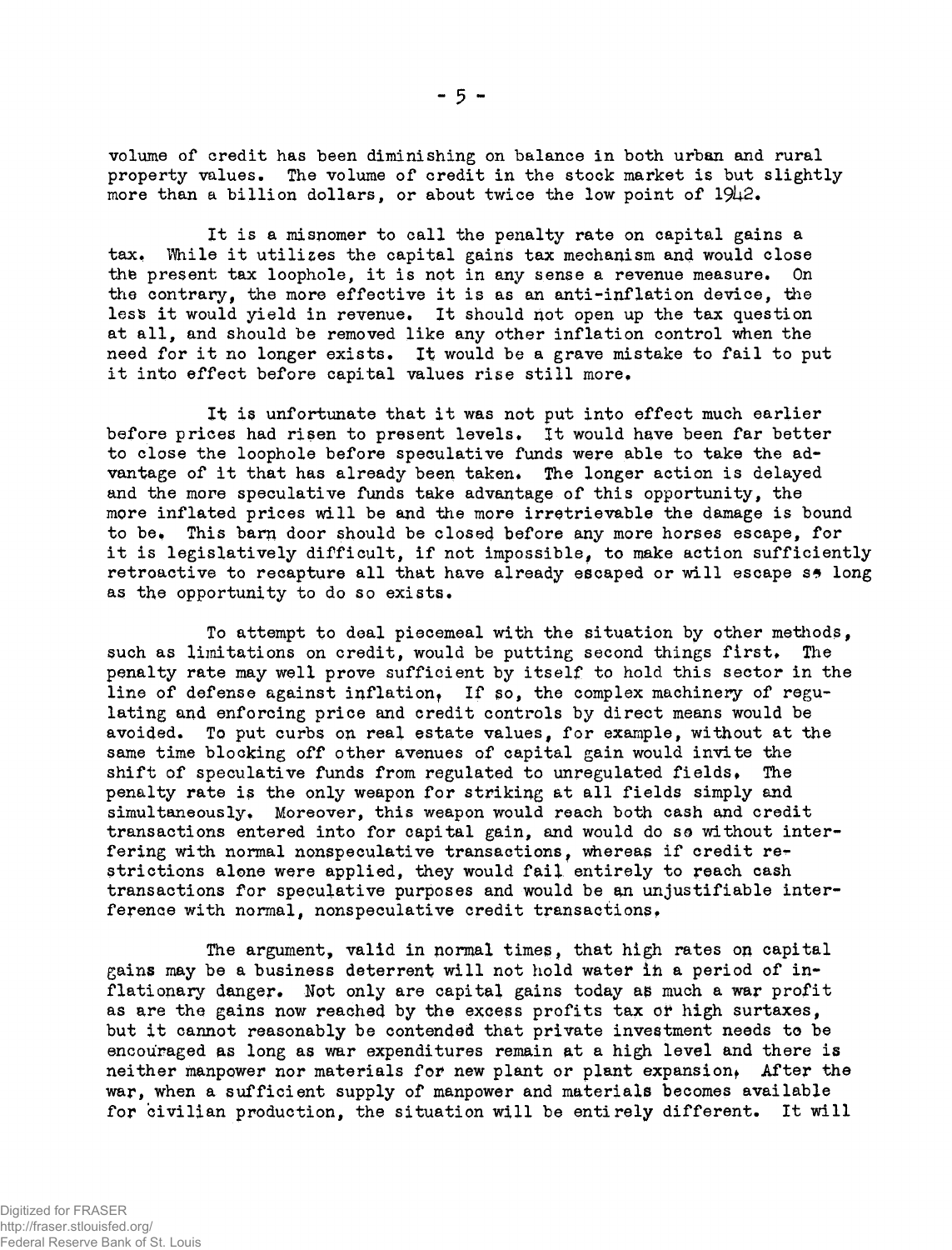volume of credit has been diminishing on balance in both urban and rural property values. The volume of credit in the stock market is but slightly more than a billion dollars, or about twice the low point of 1942.

It is a misnomer to call the penalty rate on capital gains a tax. While it utilizes the capital gains tax mechanism and would close the present tax loophole, it is not in any sense a revenue measure. On the contrary, the more effective it is as an anti-inflation device, the less it would yield in revenue. It should not open up the tax question at all, and should be removed like any other inflation control when the need for it no longer exists. It would be a grave mistake to fail to put it into effect before capital values rise still more.

It is unfortunate that it was not put into effect much earlier before prices had risen to present levels. It would have been far better to close the loophole before speculative funds were able to take the advantage of it that has already been taken. The longer action is delayed and the more speculative funds take advantage of this opportunity, the more inflated prices will be and the more irretrievable the damage is bound to be. This barn door should be closed before any more horses escape, for it is legislatively difficult, if not impossible, to make action sufficiently retroactive to recapture all that have already escaped or will escape so long as the opportunity to do so exists.

To attempt to deal piecemeal with the situation by other methods, such as limitations on credit, would be putting second things first. The penalty rate may well prove sufficient by itself to hold this sector in the line of defense against inflation. If so, the complex machinery of regulating and enforcing price and credit controls by direct means would be avoided. To put curbs on real estate values, for example, without at the same time blocking off other avenues of capital gain would invite the shift of speculative funds from regulated to unregulated fields. The penalty rate is the only weapon for striking at all fields simply and simultaneously. Moreover, this weapon would reach both cash and credit transactions entered into for capital gain, and would do so without interfering with normal nonspeculative transactions, whereas if credit restrictions alone were applied, they would fail entirely to reach cash transactions for speculative purposes and would be an unjustifiable interference with normal, nonspeculative credit transactions.

The argument, valid in normal times, that high rates on capital gains may be a business deterrent will not hold water in a period of inflationary danger. Not only are capital gains today as much a war profit as are the gains now reached by the excess profits tax or high surtaxes, but it cannot reasonably be contended that private investment needs to be encouraged as long as war expenditures remain at a high level and there is neither manpower nor materials for new plant or plant expansion. After the war, when a sufficient supply of manpower and materials becomes available for civilian production, the situation will be entirely different. It will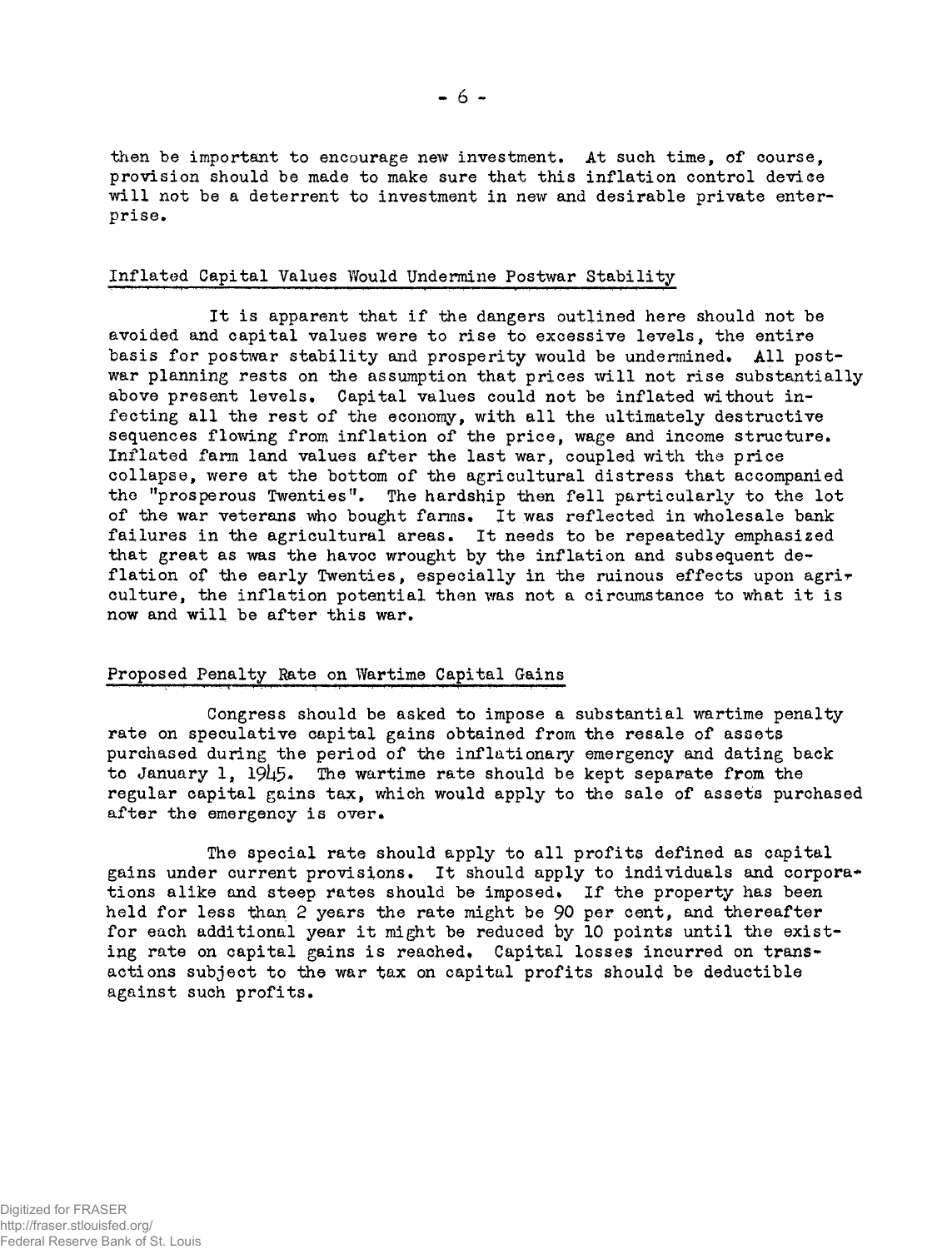then be important to encourage new investment. At such time, of course, provision should be made to make sure that this inflation control device will not be a deterrent to investment in new and desirable private enterprise.

## Inflated Capital Values Would Undermine Postwar Stability

It is apparent that if the dangers outlined here should not be avoided and capital values were to rise to excessive levels, the entire basis for postwar stability and prosperity would be undermined. All postwar planning rests on the assumption that prices will not rise substantially above present levels. Capital values could not be inflated without infecting all the rest of the economy, with all the ultimately destructive sequences flowing from inflation of the price, wage and income structure. Inflated farm land values after the last war, coupled with the price collapse, were at the bottom of the agricultural distress that accompanied the "prosperous Twenties". The hardship then fell particularly to the lot of the war veterans who bought farms. It was reflected in wholesale bank failures in the agricultural areas. It needs to be repeatedly emphasized that great as was the havoc wrought by the inflation and subsequent deflation of the early Twenties, especially in the ruinous effects upon agriculture, the inflation potential then was not a circumstance to what it is now and will be after this war.

## Proposed Penalty Rate on Wartime Capital Gains

Congress should be asked to impose a substantial wartime penalty rate on speculative capital gains obtained from the resale of assets purchased during the period of the inflationary emergency and dating back to January 1, 1945. The wartime rate should be kept separate from the regular capital gains tax, which would apply to the sale of assets purchased after the emergency is over.

The special rate should apply to all profits defined as capital gains under current provisions. It should apply to individuals and corporations alike and steep rates should be imposed. If the property has been held for less than 2 years the rate might be 90 per cent, and thereafter for each additional year it might be reduced by 10 points until the existing rate on capital gains is reached. Capital losses incurred on transactions subject to the war tax on capital profits should be deductible against such profits.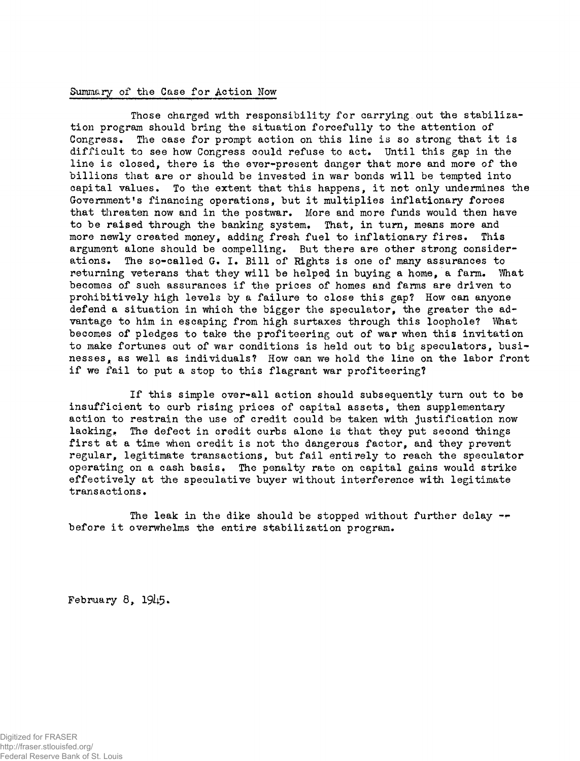## Summary of the Case for Action Now

Those charged with responsibility for carrying out the stabilization program should bring the situation forcefully to the attention of Congress. The case for prompt action on this line is so strong that it is difficult to see how Congress could refuse to act. Until this gap in the line is closed, there is the ever-present danger that more and more of the billions that are or should be invested in war bonds will be tempted into capital values. To the extent that this happens, it not only undermines the Government's financing operations, but it multiplies inflationary forces that threaten now and in the postwar. More and more funds would then have to be raised through the banking system. That, in turn, means more and more newly created money, adding fresh fuel to inflationary fires. This argument alone should be compelling. But there are other strong considerations. The so-called G. I. Bill of Rights is one of many assurances to returning veterans that they will be helped in buying a home, a farm. What becomes of such assurances if the prices of homes and farms are driven to prohibitively high levels by a failure to close this gap? How can anyone defend a situation in which the bigger the speculator, the greater the advantage to him in escaping from high surtaxes through this loophole? What becomes of pledges to take the profiteering out of war when this invitation to make fortunes out of war conditions is held out to big speculators, businesses, as well as individuals? How can we hold the line on the labor front if we fail to put a stop to this flagrant war profiteering?

If this simple over-all action should subsequently turn out to be insufficient to curb rising prices of capital assets, then supplementary action to restrain the use of credit could be taken with justification now lacking. The defect in credit curbs alone is that they put second things first at a time when credit is not the dangerous factor, and they prevent regular, legitimate transactions, but fail entirely to reach the speculator operating on a cash basis. The penalty rate on capital gains would strike effectively at the speculative buyer without interference with legitimate transactions.

The leak in the dike should be stopped without further delay -- before it overwhelms the entire stabilization program.

February 8, 1945.